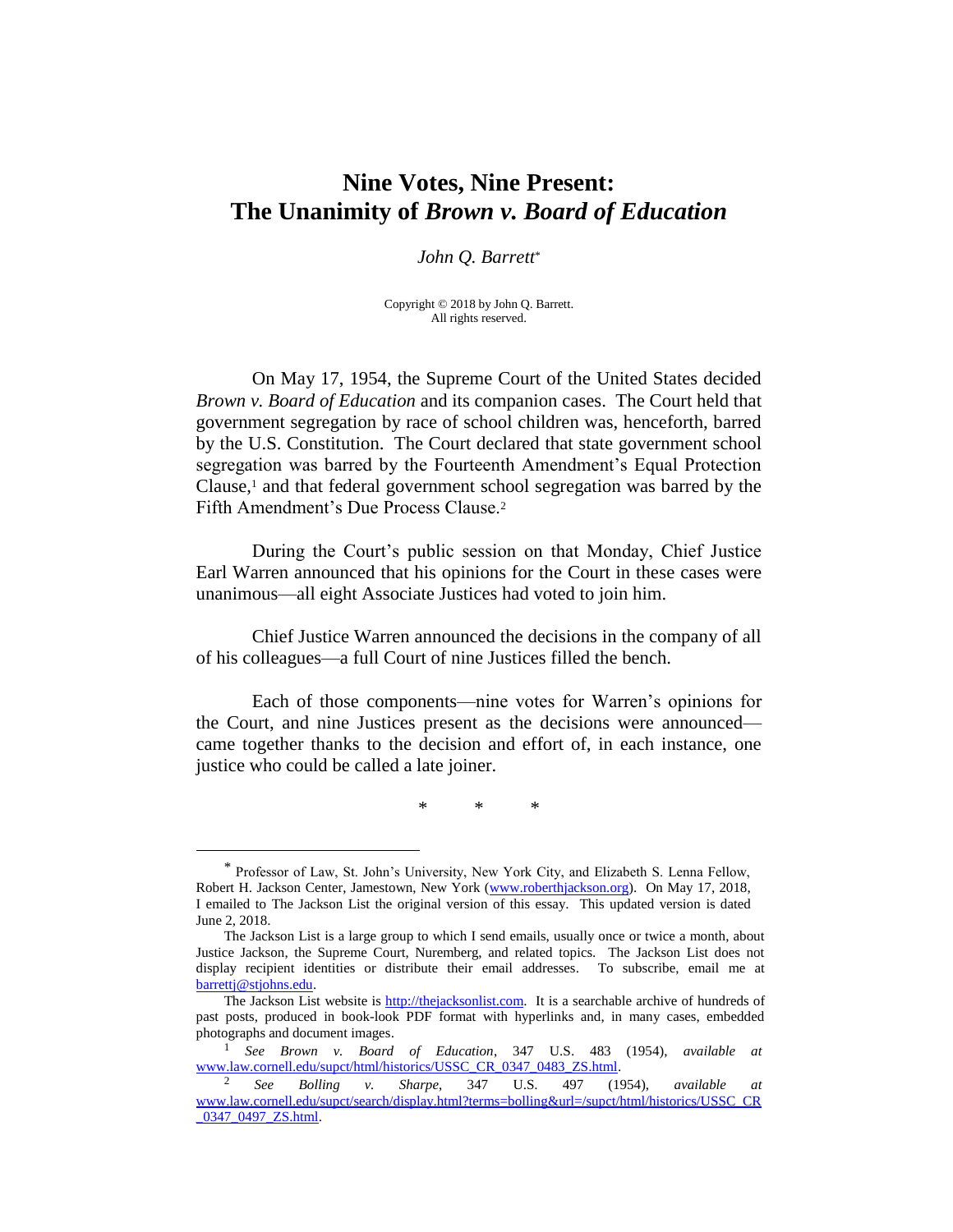# Nine Votes, Nine Present: The Unanimity of *Brown v. Board of Education*

*John Q. Barrett*[*]

Copyright © 2018 by John Q. Barrett.
All rights reserved.

On May 17, 1954, the Supreme Court of the United States decided *Brown v. Board of Education* and its companion cases. The Court held that government segregation by race of school children was, henceforth, barred by the U.S. Constitution. The Court declared that state government school segregation was barred by the Fourteenth Amendment's Equal Protection Clause,[1] and that federal government school segregation was barred by the Fifth Amendment's Due Process Clause.[2]

During the Court's public session on that Monday, Chief Justice Earl Warren announced that his opinions for the Court in these cases were unanimous—all eight Associate Justices had voted to join him.

Chief Justice Warren announced the decisions in the company of all of his colleagues—a full Court of nine Justices filled the bench.

Each of those components—nine votes for Warren's opinions for the Court, and nine Justices present as the decisions were announced—came together thanks to the decision and effort of, in each instance, one justice who could be called a late joiner.

\* \* \*

---

[*] Professor of Law, St. John's University, New York City, and Elizabeth S. Lenna Fellow, Robert H. Jackson Center, Jamestown, New York (www.roberthjackson.org). On May 17, 2018, I emailed to The Jackson List the original version of this essay. This updated version is dated June 2, 2018.

The Jackson List is a large group to which I send emails, usually once or twice a month, about Justice Jackson, the Supreme Court, Nuremberg, and related topics. The Jackson List does not display recipient identities or distribute their email addresses. To subscribe, email me at barrettj@stjohns.edu.

The Jackson List website is http://thejacksonlist.com. It is a searchable archive of hundreds of past posts, produced in book-look PDF format with hyperlinks and, in many cases, embedded photographs and document images.

[1] *See Brown v. Board of Education*, 347 U.S. 483 (1954), *available at* www.law.cornell.edu/supct/html/historics/USSC_CR_0347_0483_ZS.html.

[2] *See Bolling v. Sharpe*, 347 U.S. 497 (1954), *available at* www.law.cornell.edu/supct/search/display.html?terms=bolling&url=/supct/html/historics/USSC_CR_0347_0497_ZS.html.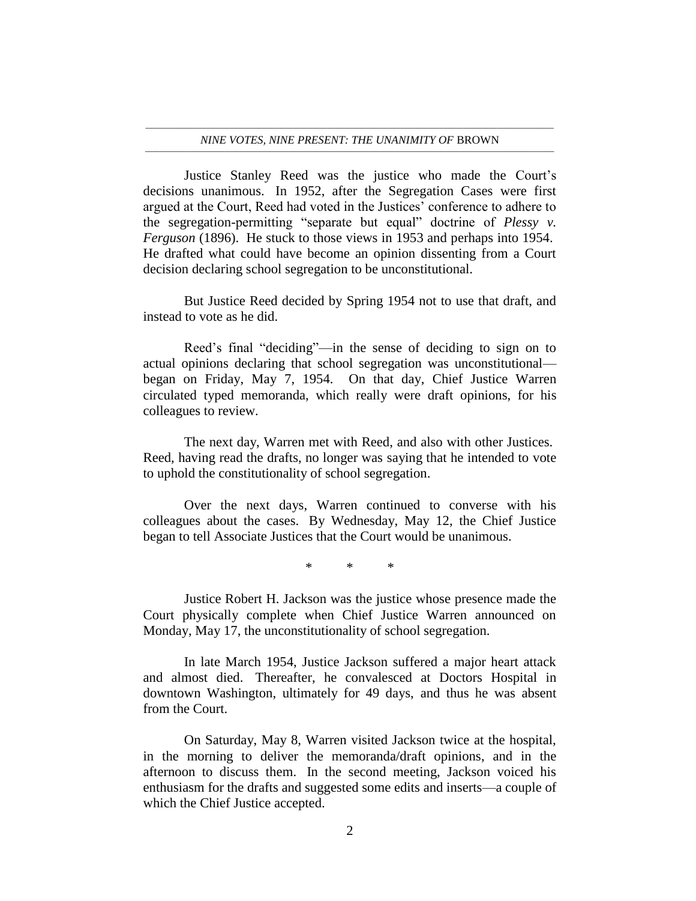Justice Stanley Reed was the justice who made the Court's decisions unanimous. In 1952, after the Segregation Cases were first argued at the Court, Reed had voted in the Justices' conference to adhere to the segregation-permitting "separate but equal" doctrine of *Plessy v. Ferguson* (1896). He stuck to those views in 1953 and perhaps into 1954. He drafted what could have become an opinion dissenting from a Court decision declaring school segregation to be unconstitutional.

But Justice Reed decided by Spring 1954 not to use that draft, and instead to vote as he did.

Reed's final "deciding"—in the sense of deciding to sign on to actual opinions declaring that school segregation was unconstitutional—began on Friday, May 7, 1954. On that day, Chief Justice Warren circulated typed memoranda, which really were draft opinions, for his colleagues to review.

The next day, Warren met with Reed, and also with other Justices. Reed, having read the drafts, no longer was saying that he intended to vote to uphold the constitutionality of school segregation.

Over the next days, Warren continued to converse with his colleagues about the cases. By Wednesday, May 12, the Chief Justice began to tell Associate Justices that the Court would be unanimous.

\* \* \*

Justice Robert H. Jackson was the justice whose presence made the Court physically complete when Chief Justice Warren announced on Monday, May 17, the unconstitutionality of school segregation.

In late March 1954, Justice Jackson suffered a major heart attack and almost died. Thereafter, he convalesced at Doctors Hospital in downtown Washington, ultimately for 49 days, and thus he was absent from the Court.

On Saturday, May 8, Warren visited Jackson twice at the hospital, in the morning to deliver the memoranda/draft opinions, and in the afternoon to discuss them. In the second meeting, Jackson voiced his enthusiasm for the drafts and suggested some edits and inserts—a couple of which the Chief Justice accepted.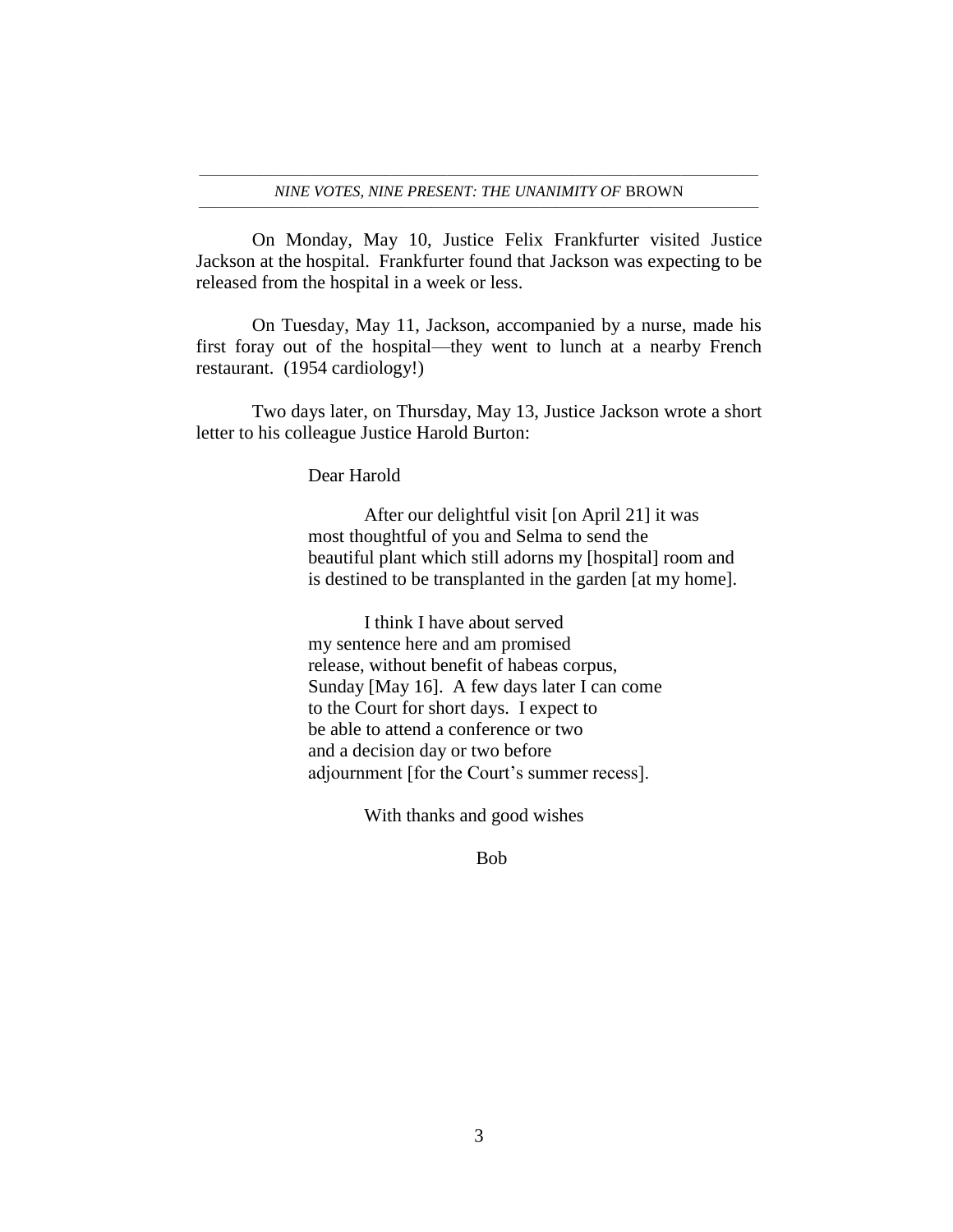On Monday, May 10, Justice Felix Frankfurter visited Justice Jackson at the hospital. Frankfurter found that Jackson was expecting to be released from the hospital in a week or less.

On Tuesday, May 11, Jackson, accompanied by a nurse, made his first foray out of the hospital—they went to lunch at a nearby French restaurant. (1954 cardiology!)

Two days later, on Thursday, May 13, Justice Jackson wrote a short letter to his colleague Justice Harold Burton:

> Dear Harold
>
> After our delightful visit [on April 21] it was most thoughtful of you and Selma to send the beautiful plant which still adorns my [hospital] room and is destined to be transplanted in the garden [at my home].
>
> I think I have about served my sentence here and am promised release, without benefit of habeas corpus, Sunday [May 16]. A few days later I can come to the Court for short days. I expect to be able to attend a conference or two and a decision day or two before adjournment [for the Court's summer recess].
>
> With thanks and good wishes
>
> Bob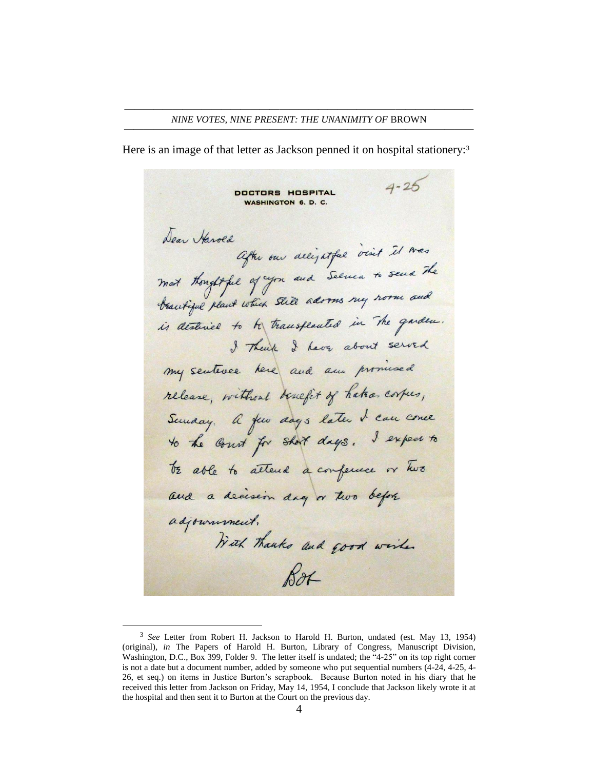Here is an image of that letter as Jackson penned it on hospital stationery:[3]

4-25

**DOCTORS HOSPITAL**
**WASHINGTON 6, D. C.**

Dear Harold

After our delightful visit it was most thoughtful of you and Selma to send the beautiful plant which still adorns my room and is destined to be transplanted in the garden.

I think I have about served my sentence here and am promised release, without benefit of habeas corpus, Sunday. A few days later I can come to the Court for short days. I expect to be able to attend a conference or two and a decision day or two before adjournment.

With thanks and good wishes

Bob

---

[3] *See* Letter from Robert H. Jackson to Harold H. Burton, undated (est. May 13, 1954) (original), *in* The Papers of Harold H. Burton, Library of Congress, Manuscript Division, Washington, D.C., Box 399, Folder 9. The letter itself is undated; the "4-25" on its top right corner is not a date but a document number, added by someone who put sequential numbers (4-24, 4-25, 4-26, et seq.) on items in Justice Burton's scrapbook. Because Burton noted in his diary that he received this letter from Jackson on Friday, May 14, 1954, I conclude that Jackson likely wrote it at the hospital and then sent it to Burton at the Court on the previous day.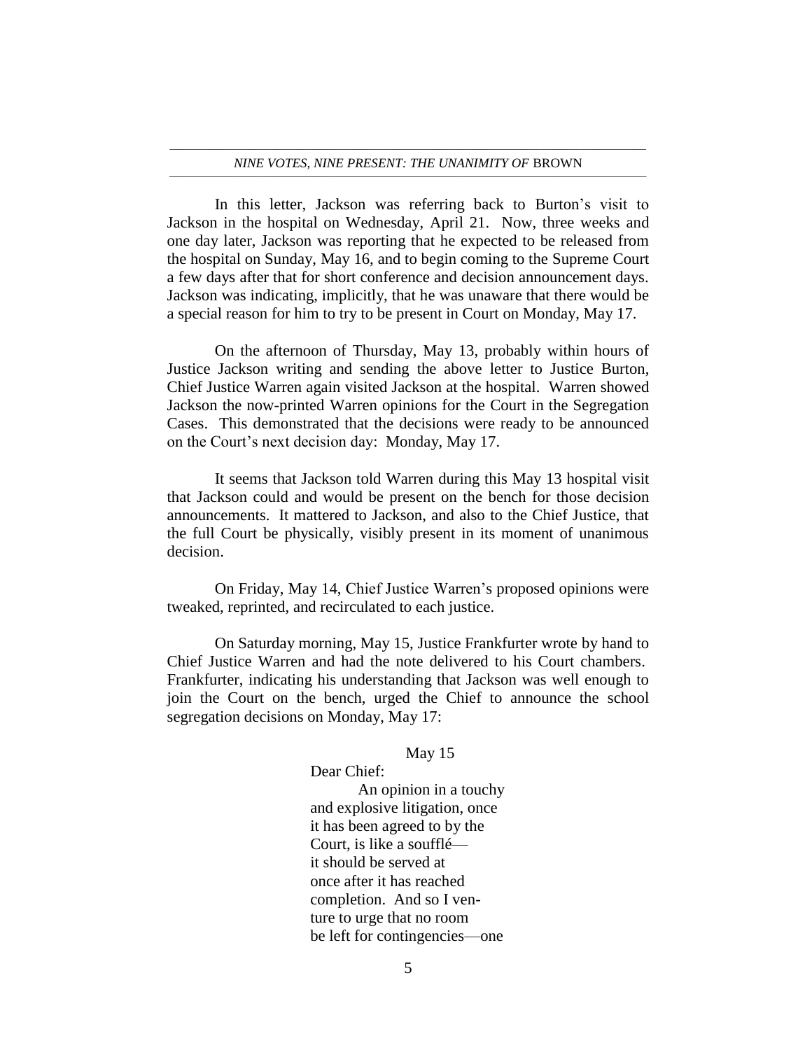In this letter, Jackson was referring back to Burton's visit to Jackson in the hospital on Wednesday, April 21. Now, three weeks and one day later, Jackson was reporting that he expected to be released from the hospital on Sunday, May 16, and to begin coming to the Supreme Court a few days after that for short conference and decision announcement days. Jackson was indicating, implicitly, that he was unaware that there would be a special reason for him to try to be present in Court on Monday, May 17.

On the afternoon of Thursday, May 13, probably within hours of Justice Jackson writing and sending the above letter to Justice Burton, Chief Justice Warren again visited Jackson at the hospital. Warren showed Jackson the now-printed Warren opinions for the Court in the Segregation Cases. This demonstrated that the decisions were ready to be announced on the Court's next decision day: Monday, May 17.

It seems that Jackson told Warren during this May 13 hospital visit that Jackson could and would be present on the bench for those decision announcements. It mattered to Jackson, and also to the Chief Justice, that the full Court be physically, visibly present in its moment of unanimous decision.

On Friday, May 14, Chief Justice Warren's proposed opinions were tweaked, reprinted, and recirculated to each justice.

On Saturday morning, May 15, Justice Frankfurter wrote by hand to Chief Justice Warren and had the note delivered to his Court chambers. Frankfurter, indicating his understanding that Jackson was well enough to join the Court on the bench, urged the Chief to announce the school segregation decisions on Monday, May 17:

> May 15
>
> Dear Chief:
>
> An opinion in a touchy and explosive litigation, once it has been agreed to by the Court, is like a soufflé— it should be served at once after it has reached completion. And so I venture to urge that no room be left for contingencies—one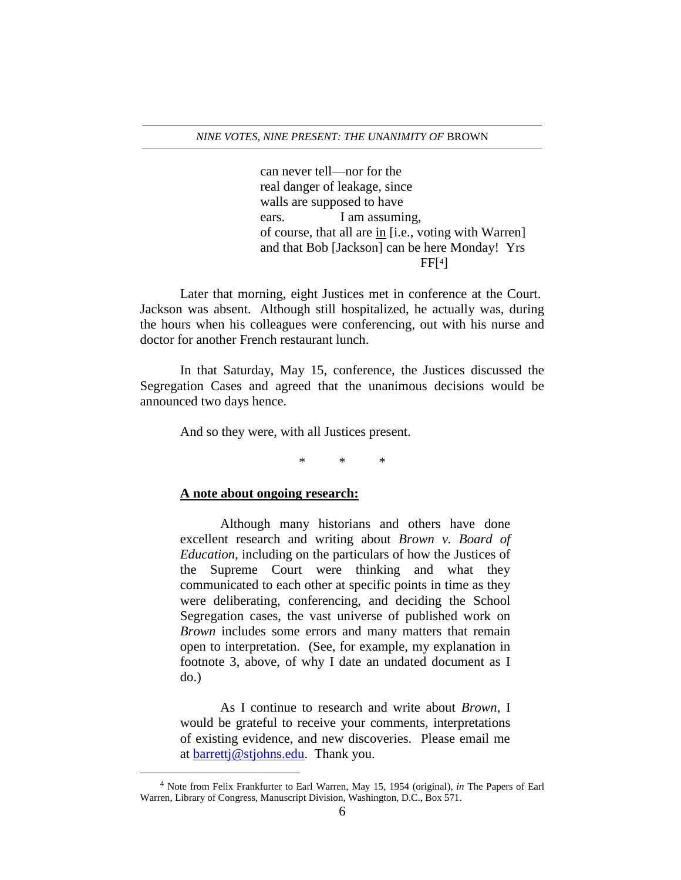can never tell—nor for the
real danger of leakage, since
walls are supposed to have
ears. I am assuming,
of course, that all are <u>in</u> [i.e., voting with Warren]
and that Bob [Jackson] can be here Monday! Yrs
FF[4]

Later that morning, eight Justices met in conference at the Court. Jackson was absent. Although still hospitalized, he actually was, during the hours when his colleagues were conferencing, out with his nurse and doctor for another French restaurant lunch.

In that Saturday, May 15, conference, the Justices discussed the Segregation Cases and agreed that the unanimous decisions would be announced two days hence.

And so they were, with all Justices present.

\* \* \*

**<u>A note about ongoing research:</u>**

Although many historians and others have done excellent research and writing about *Brown v. Board of Education*, including on the particulars of how the Justices of the Supreme Court were thinking and what they communicated to each other at specific points in time as they were deliberating, conferencing, and deciding the School Segregation cases, the vast universe of published work on *Brown* includes some errors and many matters that remain open to interpretation. (See, for example, my explanation in footnote 3, above, of why I date an undated document as I do.)

As I continue to research and write about *Brown*, I would be grateful to receive your comments, interpretations of existing evidence, and new discoveries. Please email me at barrettj@stjohns.edu. Thank you.

---

[4] Note from Felix Frankfurter to Earl Warren, May 15, 1954 (original), *in* The Papers of Earl Warren, Library of Congress, Manuscript Division, Washington, D.C., Box 571.